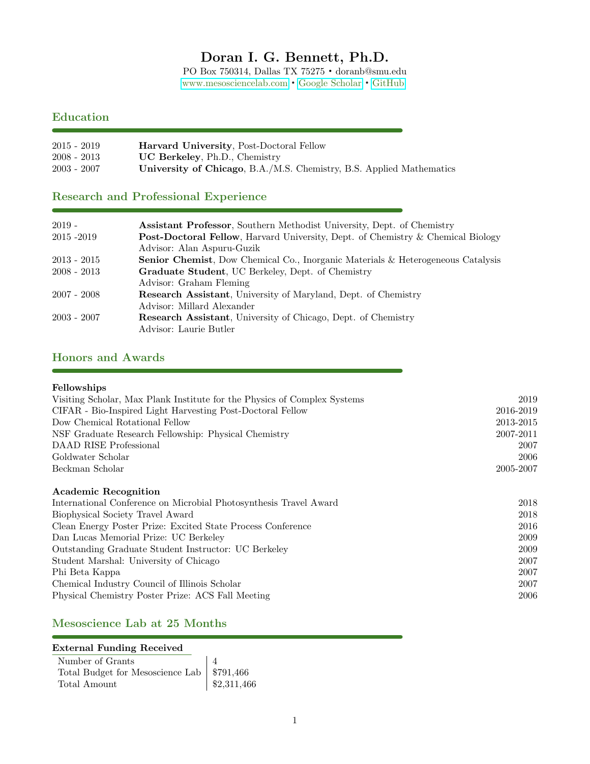# Doran I. G. Bennett, Ph.D.

PO Box 750314, Dallas TX 75275 • doranb@smu.edu

www.mesosciencelab.com • Google Scholar • GitHub

## Education

| | |
|---|---|
| 2015 - 2019 | **Harvard University**, Post-Doctoral Fellow |
| 2008 - 2013 | **UC Berkeley**, Ph.D., Chemistry |
| 2003 - 2007 | **University of Chicago**, B.A./M.S. Chemistry, B.S. Applied Mathematics |

## Research and Professional Experience

| | |
|---|---|
| 2019 - | **Assistant Professor**, Southern Methodist University, Dept. of Chemistry |
| 2015 -2019 | **Post-Doctoral Fellow**, Harvard University, Dept. of Chemistry & Chemical Biology<br>Advisor: Alan Aspuru-Guzik |
| 2013 - 2015 | **Senior Chemist**, Dow Chemical Co., Inorganic Materials & Heterogeneous Catalysis |
| 2008 - 2013 | **Graduate Student**, UC Berkeley, Dept. of Chemistry<br>Advisor: Graham Fleming |
| 2007 - 2008 | **Research Assistant**, University of Maryland, Dept. of Chemistry<br>Advisor: Millard Alexander |
| 2003 - 2007 | **Research Assistant**, University of Chicago, Dept. of Chemistry<br>Advisor: Laurie Butler |

## Honors and Awards

### Fellowships

| | |
|---|---|
| Visiting Scholar, Max Plank Institute for the Physics of Complex Systems | 2019 |
| CIFAR - Bio-Inspired Light Harvesting Post-Doctoral Fellow | 2016-2019 |
| Dow Chemical Rotational Fellow | 2013-2015 |
| NSF Graduate Research Fellowship: Physical Chemistry | 2007-2011 |
| DAAD RISE Professional | 2007 |
| Goldwater Scholar | 2006 |
| Beckman Scholar | 2005-2007 |

### Academic Recognition

| | |
|---|---|
| International Conference on Microbial Photosynthesis Travel Award | 2018 |
| Biophysical Society Travel Award | 2018 |
| Clean Energy Poster Prize: Excited State Process Conference | 2016 |
| Dan Lucas Memorial Prize: UC Berkeley | 2009 |
| Outstanding Graduate Student Instructor: UC Berkeley | 2009 |
| Student Marshal: University of Chicago | 2007 |
| Phi Beta Kappa | 2007 |
| Chemical Industry Council of Illinois Scholar | 2007 |
| Physical Chemistry Poster Prize: ACS Fall Meeting | 2006 |

## Mesoscience Lab at 25 Months

### External Funding Received

| | |
|---|---|
| Number of Grants | 4 |
| Total Budget for Mesoscience Lab | $791,466 |
| Total Amount | $2,311,466 |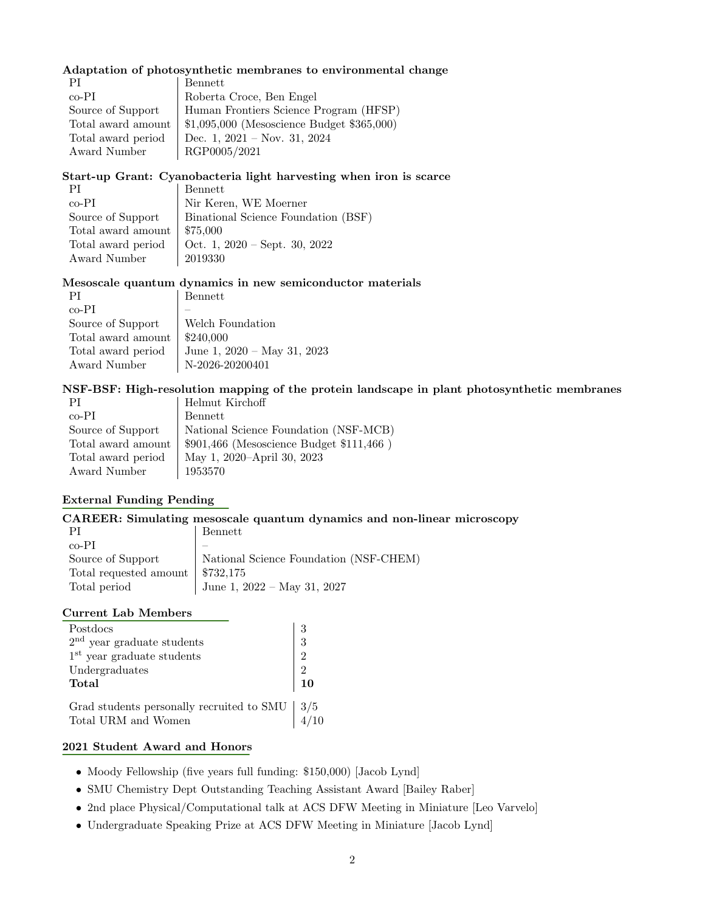### Adaptation of photosynthetic membranes to environmental change

| | |
|---|---|
| PI | Bennett |
| co-PI | Roberta Croce, Ben Engel |
| Source of Support | Human Frontiers Science Program (HFSP) |
| Total award amount | $1,095,000 (Mesoscience Budget $365,000) |
| Total award period | Dec. 1, 2021 – Nov. 31, 2024 |
| Award Number | RGP0005/2021 |

### Start-up Grant: Cyanobacteria light harvesting when iron is scarce

| | |
|---|---|
| PI | Bennett |
| co-PI | Nir Keren, WE Moerner |
| Source of Support | Binational Science Foundation (BSF) |
| Total award amount | $75,000 |
| Total award period | Oct. 1, 2020 – Sept. 30, 2022 |
| Award Number | 2019330 |

### Mesoscale quantum dynamics in new semiconductor materials

| | |
|---|---|
| PI | Bennett |
| co-PI | – |
| Source of Support | Welch Foundation |
| Total award amount | $240,000 |
| Total award period | June 1, 2020 – May 31, 2023 |
| Award Number | N-2026-20200401 |

### NSF-BSF: High-resolution mapping of the protein landscape in plant photosynthetic membranes

| | |
|---|---|
| PI | Helmut Kirchoff |
| co-PI | Bennett |
| Source of Support | National Science Foundation (NSF-MCB) |
| Total award amount | $901,466 (Mesoscience Budget $111,466 ) |
| Total award period | May 1, 2020–April 30, 2023 |
| Award Number | 1953570 |

## External Funding Pending

### CAREER: Simulating mesoscale quantum dynamics and non-linear microscopy

| | |
|---|---|
| PI | Bennett |
| co-PI | – |
| Source of Support | National Science Foundation (NSF-CHEM) |
| Total requested amount | $732,175 |
| Total period | June 1, 2022 – May 31, 2027 |

## Current Lab Members

| | |
|---|---|
| Postdocs | 3 |
| 2nd year graduate students | 3 |
| 1st year graduate students | 2 |
| Undergraduates | 2 |
| **Total** | **10** |

| | |
|---|---|
| Grad students personally recruited to SMU | 3/5 |
| Total URM and Women | 4/10 |

## 2021 Student Award and Honors

- Moody Fellowship (five years full funding: $150,000) [Jacob Lynd]
- SMU Chemistry Dept Outstanding Teaching Assistant Award [Bailey Raber]
- 2nd place Physical/Computational talk at ACS DFW Meeting in Miniature [Leo Varvelo]
- Undergraduate Speaking Prize at ACS DFW Meeting in Miniature [Jacob Lynd]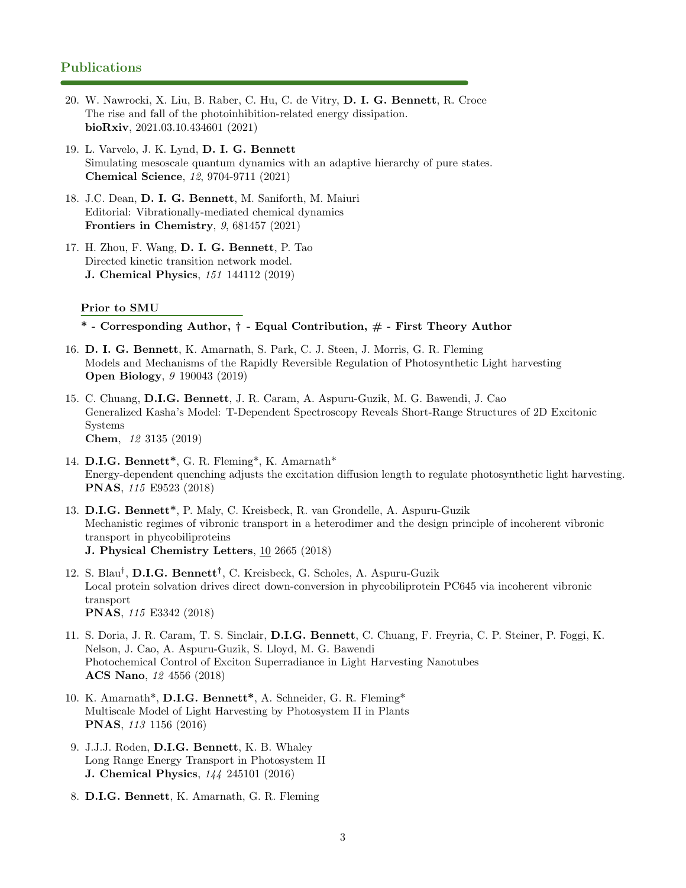## Publications

20. W. Nawrocki, X. Liu, B. Raber, C. Hu, C. de Vitry, **D. I. G. Bennett**, R. Croce
    The rise and fall of the photoinhibition-related energy dissipation.
    **bioRxiv**, 2021.03.10.434601 (2021)

19. L. Varvelo, J. K. Lynd, **D. I. G. Bennett**
    Simulating mesoscale quantum dynamics with an adaptive hierarchy of pure states.
    **Chemical Science**, *12*, 9704-9711 (2021)

18. J.C. Dean, **D. I. G. Bennett**, M. Saniforth, M. Maiuri
    Editorial: Vibrationally-mediated chemical dynamics
    **Frontiers in Chemistry**, *9*, 681457 (2021)

17. H. Zhou, F. Wang, **D. I. G. Bennett**, P. Tao
    Directed kinetic transition network model.
    **J. Chemical Physics**, *151* 144112 (2019)

### Prior to SMU

**\* - Corresponding Author, † - Equal Contribution, # - First Theory Author**

16. **D. I. G. Bennett**, K. Amarnath, S. Park, C. J. Steen, J. Morris, G. R. Fleming
    Models and Mechanisms of the Rapidly Reversible Regulation of Photosynthetic Light harvesting
    **Open Biology**, *9* 190043 (2019)

15. C. Chuang, **D.I.G. Bennett**, J. R. Caram, A. Aspuru-Guzik, M. G. Bawendi, J. Cao
    Generalized Kasha's Model: T-Dependent Spectroscopy Reveals Short-Range Structures of 2D Excitonic Systems
    **Chem**, *12* 3135 (2019)

14. **D.I.G. Bennett\***, G. R. Fleming\*, K. Amarnath\*
    Energy-dependent quenching adjusts the excitation diffusion length to regulate photosynthetic light harvesting.
    **PNAS**, *115* E9523 (2018)

13. **D.I.G. Bennett\***, P. Maly, C. Kreisbeck, R. van Grondelle, A. Aspuru-Guzik
    Mechanistic regimes of vibronic transport in a heterodimer and the design principle of incoherent vibronic transport in phycobiliproteins
    **J. Physical Chemistry Letters**, 10 2665 (2018)

12. S. Blau†, **D.I.G. Bennett†**, C. Kreisbeck, G. Scholes, A. Aspuru-Guzik
    Local protein solvation drives direct down-conversion in phycobiliprotein PC645 via incoherent vibronic transport
    **PNAS**, *115* E3342 (2018)

11. S. Doria, J. R. Caram, T. S. Sinclair, **D.I.G. Bennett**, C. Chuang, F. Freyria, C. P. Steiner, P. Foggi, K. Nelson, J. Cao, A. Aspuru-Guzik, S. Lloyd, M. G. Bawendi
    Photochemical Control of Exciton Superradiance in Light Harvesting Nanotubes
    **ACS Nano**, *12* 4556 (2018)

10. K. Amarnath\*, **D.I.G. Bennett\***, A. Schneider, G. R. Fleming\*
    Multiscale Model of Light Harvesting by Photosystem II in Plants
    **PNAS**, *113* 1156 (2016)

9. J.J.J. Roden, **D.I.G. Bennett**, K. B. Whaley
    Long Range Energy Transport in Photosystem II
    **J. Chemical Physics**, *144* 245101 (2016)

8. **D.I.G. Bennett**, K. Amarnath, G. R. Fleming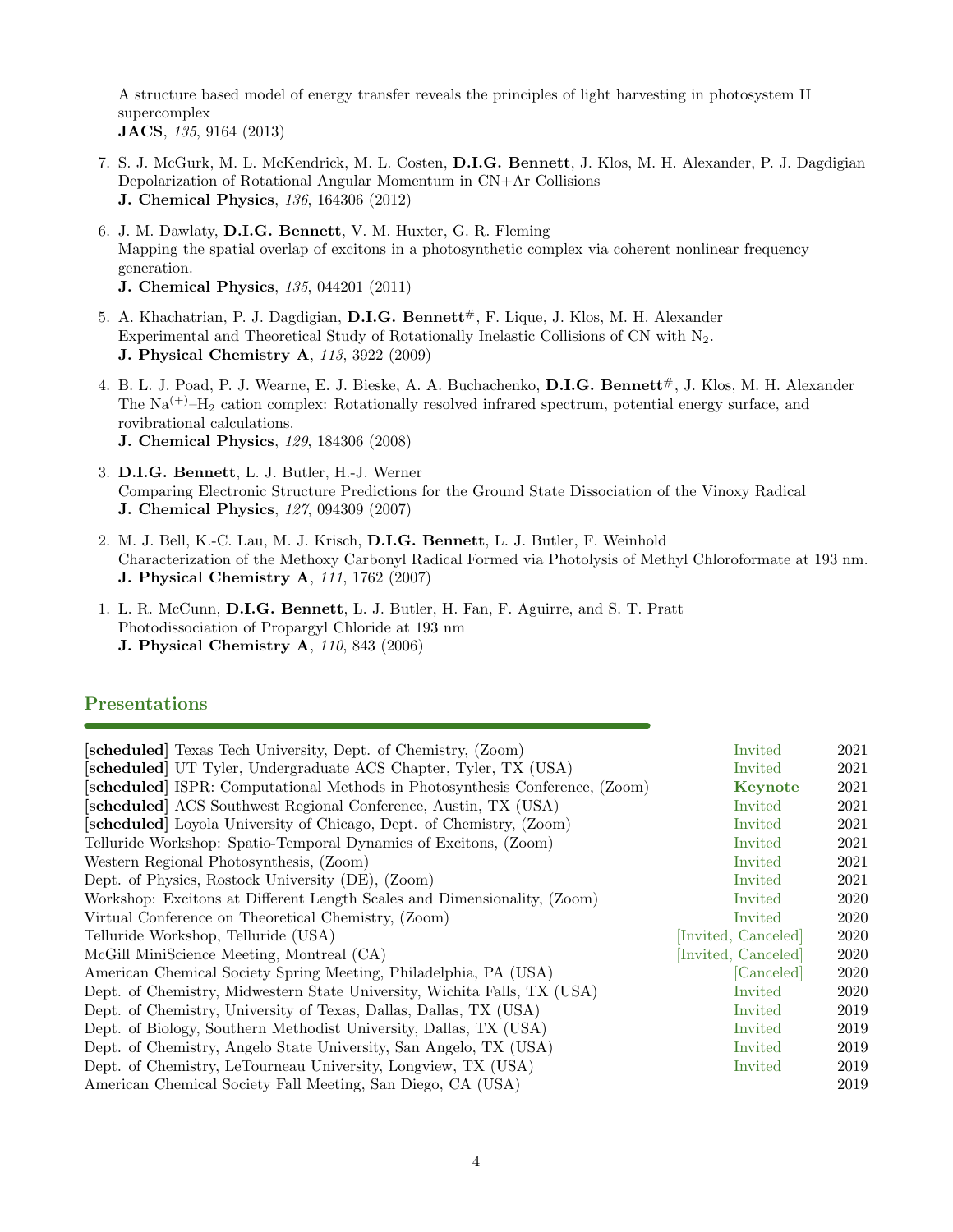A structure based model of energy transfer reveals the principles of light harvesting in photosystem II supercomplex
**JACS**, *135*, 9164 (2013)

7. S. J. McGurk, M. L. McKendrick, M. L. Costen, **D.I.G. Bennett**, J. Klos, M. H. Alexander, P. J. Dagdigian
Depolarization of Rotational Angular Momentum in CN+Ar Collisions
**J. Chemical Physics**, *136*, 164306 (2012)

6. J. M. Dawlaty, **D.I.G. Bennett**, V. M. Huxter, G. R. Fleming
Mapping the spatial overlap of excitons in a photosynthetic complex via coherent nonlinear frequency generation.
**J. Chemical Physics**, *135*, 044201 (2011)

5. A. Khachatrian, P. J. Dagdigian, **D.I.G. Bennett**#, F. Lique, J. Klos, M. H. Alexander
Experimental and Theoretical Study of Rotationally Inelastic Collisions of CN with $N_2$.
**J. Physical Chemistry A**, *113*, 3922 (2009)

4. B. L. J. Poad, P. J. Wearne, E. J. Bieske, A. A. Buchachenko, **D.I.G. Bennett**#, J. Klos, M. H. Alexander
The $Na^{(+)}$–$H_2$ cation complex: Rotationally resolved infrared spectrum, potential energy surface, and rovibrational calculations.
**J. Chemical Physics**, *129*, 184306 (2008)

3. **D.I.G. Bennett**, L. J. Butler, H.-J. Werner
Comparing Electronic Structure Predictions for the Ground State Dissociation of the Vinoxy Radical
**J. Chemical Physics**, *127*, 094309 (2007)

2. M. J. Bell, K.-C. Lau, M. J. Krisch, **D.I.G. Bennett**, L. J. Butler, F. Weinhold
Characterization of the Methoxy Carbonyl Radical Formed via Photolysis of Methyl Chloroformate at 193 nm.
**J. Physical Chemistry A**, *111*, 1762 (2007)

1. L. R. McCunn, **D.I.G. Bennett**, L. J. Butler, H. Fan, F. Aguirre, and S. T. Pratt
Photodissociation of Propargyl Chloride at 193 nm
**J. Physical Chemistry A**, *110*, 843 (2006)

## Presentations

| | | |
|---|---|---|
| **[scheduled]** Texas Tech University, Dept. of Chemistry, (Zoom) | Invited | 2021 |
| **[scheduled]** UT Tyler, Undergraduate ACS Chapter, Tyler, TX (USA) | Invited | 2021 |
| **[scheduled]** ISPR: Computational Methods in Photosynthesis Conference, (Zoom) | **Keynote** | 2021 |
| **[scheduled]** ACS Southwest Regional Conference, Austin, TX (USA) | Invited | 2021 |
| **[scheduled]** Loyola University of Chicago, Dept. of Chemistry, (Zoom) | Invited | 2021 |
| Telluride Workshop: Spatio-Temporal Dynamics of Excitons, (Zoom) | Invited | 2021 |
| Western Regional Photosynthesis, (Zoom) | Invited | 2021 |
| Dept. of Physics, Rostock University (DE), (Zoom) | Invited | 2021 |
| Workshop: Excitons at Different Length Scales and Dimensionality, (Zoom) | Invited | 2020 |
| Virtual Conference on Theoretical Chemistry, (Zoom) | Invited | 2020 |
| Telluride Workshop, Telluride (USA) | [Invited, Canceled] | 2020 |
| McGill MiniScience Meeting, Montreal (CA) | [Invited, Canceled] | 2020 |
| American Chemical Society Spring Meeting, Philadelphia, PA (USA) | [Canceled] | 2020 |
| Dept. of Chemistry, Midwestern State University, Wichita Falls, TX (USA) | Invited | 2020 |
| Dept. of Chemistry, University of Texas, Dallas, Dallas, TX (USA) | Invited | 2019 |
| Dept. of Biology, Southern Methodist University, Dallas, TX (USA) | Invited | 2019 |
| Dept. of Chemistry, Angelo State University, San Angelo, TX (USA) | Invited | 2019 |
| Dept. of Chemistry, LeTourneau University, Longview, TX (USA) | Invited | 2019 |
| American Chemical Society Fall Meeting, San Diego, CA (USA) | | 2019 |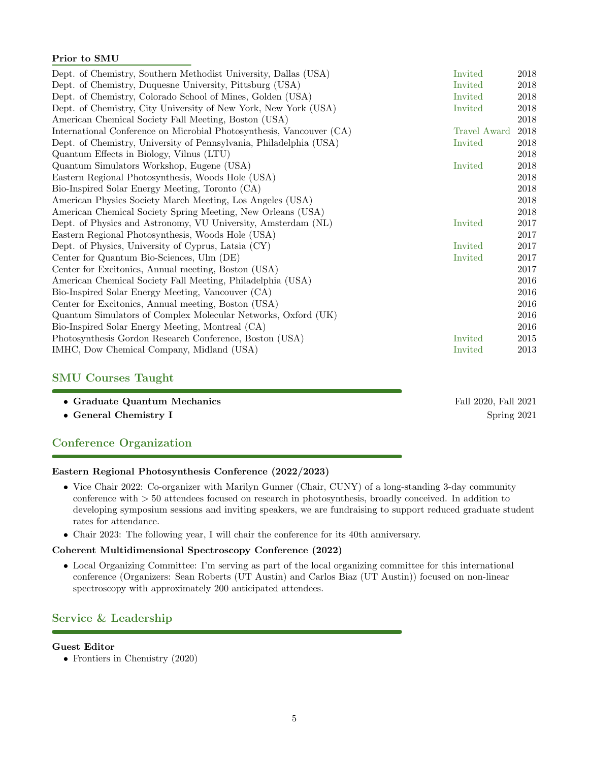### Prior to SMU

| | | |
|---|---|---|
| Dept. of Chemistry, Southern Methodist University, Dallas (USA) | Invited | 2018 |
| Dept. of Chemistry, Duquesne University, Pittsburg (USA) | Invited | 2018 |
| Dept. of Chemistry, Colorado School of Mines, Golden (USA) | Invited | 2018 |
| Dept. of Chemistry, City University of New York, New York (USA) | Invited | 2018 |
| American Chemical Society Fall Meeting, Boston (USA) | | 2018 |
| International Conference on Microbial Photosynthesis, Vancouver (CA) | Travel Award | 2018 |
| Dept. of Chemistry, University of Pennsylvania, Philadelphia (USA) | Invited | 2018 |
| Quantum Effects in Biology, Vilnus (LTU) | | 2018 |
| Quantum Simulators Workshop, Eugene (USA) | Invited | 2018 |
| Eastern Regional Photosynthesis, Woods Hole (USA) | | 2018 |
| Bio-Inspired Solar Energy Meeting, Toronto (CA) | | 2018 |
| American Physics Society March Meeting, Los Angeles (USA) | | 2018 |
| American Chemical Society Spring Meeting, New Orleans (USA) | | 2018 |
| Dept. of Physics and Astronomy, VU University, Amsterdam (NL) | Invited | 2017 |
| Eastern Regional Photosynthesis, Woods Hole (USA) | | 2017 |
| Dept. of Physics, University of Cyprus, Latsia (CY) | Invited | 2017 |
| Center for Quantum Bio-Sciences, Ulm (DE) | Invited | 2017 |
| Center for Excitonics, Annual meeting, Boston (USA) | | 2017 |
| American Chemical Society Fall Meeting, Philadelphia (USA) | | 2016 |
| Bio-Inspired Solar Energy Meeting, Vancouver (CA) | | 2016 |
| Center for Excitonics, Annual meeting, Boston (USA) | | 2016 |
| Quantum Simulators of Complex Molecular Networks, Oxford (UK) | | 2016 |
| Bio-Inspired Solar Energy Meeting, Montreal (CA) | | 2016 |
| Photosynthesis Gordon Research Conference, Boston (USA) | Invited | 2015 |
| IMHC, Dow Chemical Company, Midland (USA) | Invited | 2013 |

## SMU Courses Taught

- **Graduate Quantum Mechanics** — Fall 2020, Fall 2021
- **General Chemistry I** — Spring 2021

## Conference Organization

### Eastern Regional Photosynthesis Conference (2022/2023)

- Vice Chair 2022: Co-organizer with Marilyn Gunner (Chair, CUNY) of a long-standing 3-day community conference with > 50 attendees focused on research in photosynthesis, broadly conceived. In addition to developing symposium sessions and inviting speakers, we are fundraising to support reduced graduate student rates for attendance.
- Chair 2023: The following year, I will chair the conference for its 40th anniversary.

### Coherent Multidimensional Spectroscopy Conference (2022)

- Local Organizing Committee: I'm serving as part of the local organizing committee for this international conference (Organizers: Sean Roberts (UT Austin) and Carlos Biaz (UT Austin)) focused on non-linear spectroscopy with approximately 200 anticipated attendees.

## Service & Leadership

### Guest Editor

- Frontiers in Chemistry (2020)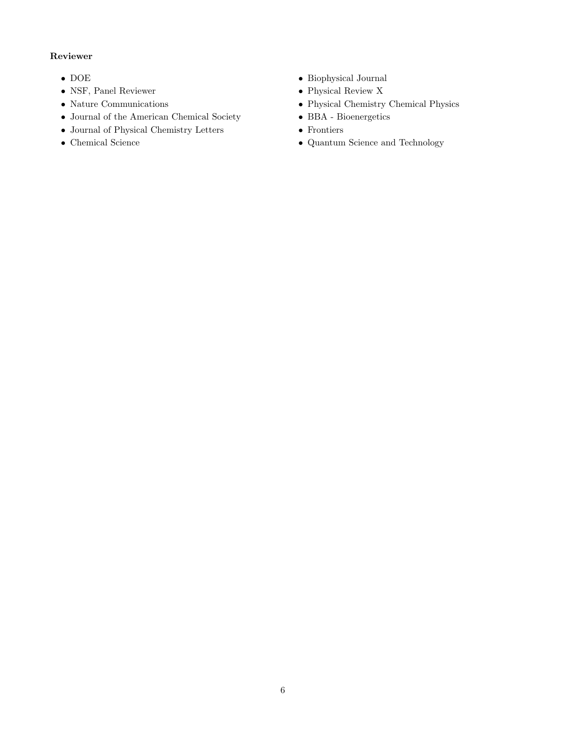**Reviewer**

- DOE
- NSF, Panel Reviewer
- Nature Communications
- Journal of the American Chemical Society
- Journal of Physical Chemistry Letters
- Chemical Science
- Biophysical Journal
- Physical Review X
- Physical Chemistry Chemical Physics
- BBA - Bioenergetics
- Frontiers
- Quantum Science and Technology